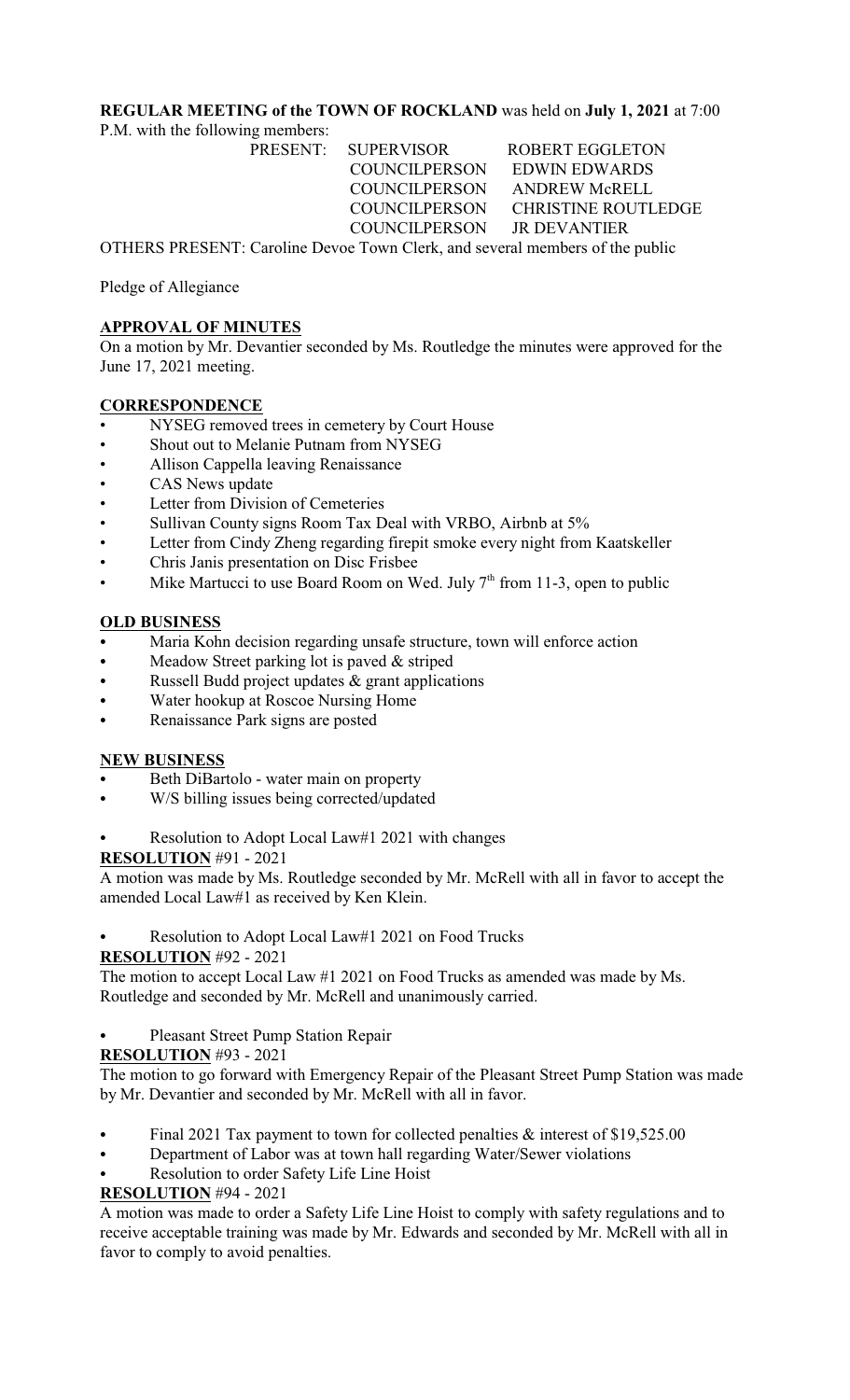**REGULAR MEETING of the TOWN OF ROCKLAND** was held on **July 1, 2021** at 7:00 P.M. with the following members:

| PRESENT: | SUPERVISOR | ROBERT EGGLETON |
|---|---|---|
| | COUNCILPERSON | EDWIN EDWARDS |
| | COUNCILPERSON | ANDREW McRELL |
| | COUNCILPERSON | CHRISTINE ROUTLEDGE |
| | COUNCILPERSON | JR DEVANTIER |

OTHERS PRESENT: Caroline Devoe Town Clerk, and several members of the public

Pledge of Allegiance

## APPROVAL OF MINUTES

On a motion by Mr. Devantier seconded by Ms. Routledge the minutes were approved for the June 17, 2021 meeting.

## CORRESPONDENCE

- NYSEG removed trees in cemetery by Court House
- Shout out to Melanie Putnam from NYSEG
- Allison Cappella leaving Renaissance
- CAS News update
- Letter from Division of Cemeteries
- Sullivan County signs Room Tax Deal with VRBO, Airbnb at 5%
- Letter from Cindy Zheng regarding firepit smoke every night from Kaatskeller
- Chris Janis presentation on Disc Frisbee
- Mike Martucci to use Board Room on Wed. July 7th from 11-3, open to public

## OLD BUSINESS

- Maria Kohn decision regarding unsafe structure, town will enforce action
- Meadow Street parking lot is paved & striped
- Russell Budd project updates & grant applications
- Water hookup at Roscoe Nursing Home
- Renaissance Park signs are posted

## NEW BUSINESS

- Beth DiBartolo - water main on property
- W/S billing issues being corrected/updated
- Resolution to Adopt Local Law#1 2021 with changes

**RESOLUTION** #91 - 2021

A motion was made by Ms. Routledge seconded by Mr. McRell with all in favor to accept the amended Local Law#1 as received by Ken Klein.

- Resolution to Adopt Local Law#1 2021 on Food Trucks

**RESOLUTION** #92 - 2021

The motion to accept Local Law #1 2021 on Food Trucks as amended was made by Ms. Routledge and seconded by Mr. McRell and unanimously carried.

- Pleasant Street Pump Station Repair

**RESOLUTION** #93 - 2021

The motion to go forward with Emergency Repair of the Pleasant Street Pump Station was made by Mr. Devantier and seconded by Mr. McRell with all in favor.

- Final 2021 Tax payment to town for collected penalties & interest of $19,525.00
- Department of Labor was at town hall regarding Water/Sewer violations
- Resolution to order Safety Life Line Hoist

**RESOLUTION** #94 - 2021

A motion was made to order a Safety Life Line Hoist to comply with safety regulations and to receive acceptable training was made by Mr. Edwards and seconded by Mr. McRell with all in favor to comply to avoid penalties.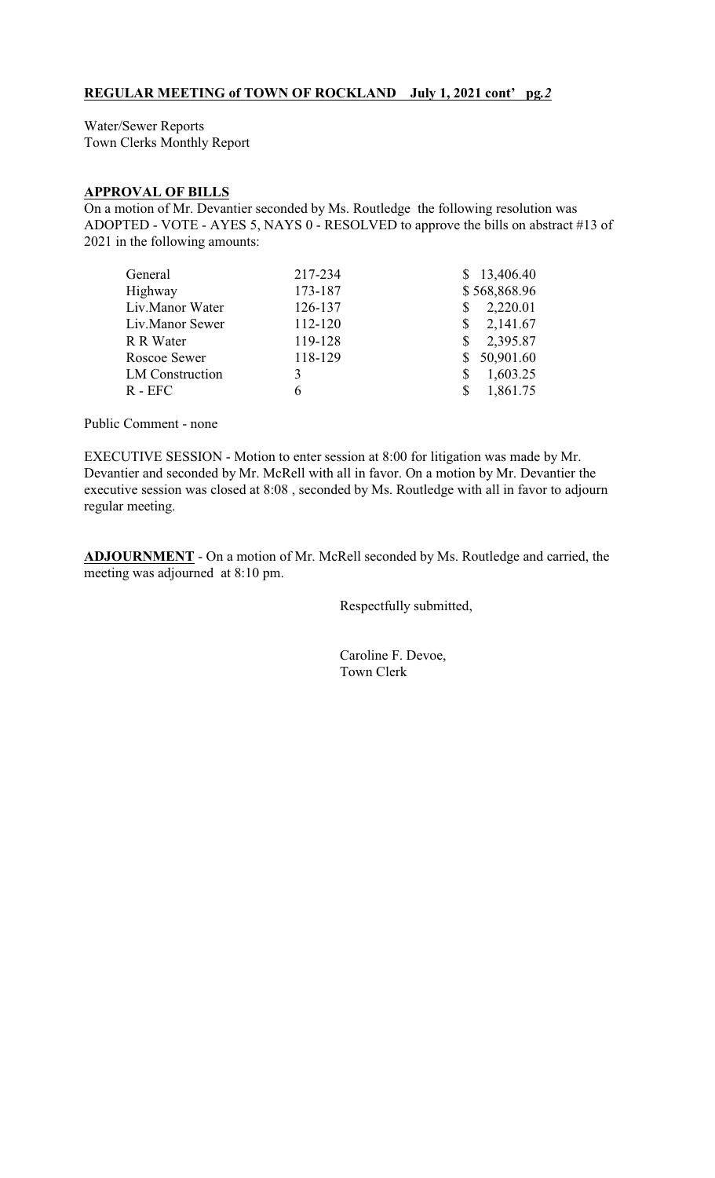**REGULAR MEETING of TOWN OF ROCKLAND July 1, 2021 cont' pg.*2***

Water/Sewer Reports
Town Clerks Monthly Report

## APPROVAL OF BILLS

On a motion of Mr. Devantier seconded by Ms. Routledge the following resolution was ADOPTED - VOTE - AYES 5, NAYS 0 - RESOLVED to approve the bills on abstract #13 of 2021 in the following amounts:

| | | |
|---|---|---|
| General | 217-234 | $ 13,406.40 |
| Highway | 173-187 | $ 568,868.96 |
| Liv.Manor Water | 126-137 | $ 2,220.01 |
| Liv.Manor Sewer | 112-120 | $ 2,141.67 |
| R R Water | 119-128 | $ 2,395.87 |
| Roscoe Sewer | 118-129 | $ 50,901.60 |
| LM Construction | 3 | $ 1,603.25 |
| R - EFC | 6 | $ 1,861.75 |

Public Comment - none

EXECUTIVE SESSION - Motion to enter session at 8:00 for litigation was made by Mr. Devantier and seconded by Mr. McRell with all in favor. On a motion by Mr. Devantier the executive session was closed at 8:08 , seconded by Ms. Routledge with all in favor to adjourn regular meeting.

**ADJOURNMENT** - On a motion of Mr. McRell seconded by Ms. Routledge and carried, the meeting was adjourned at 8:10 pm.

Respectfully submitted,

Caroline F. Devoe,
Town Clerk